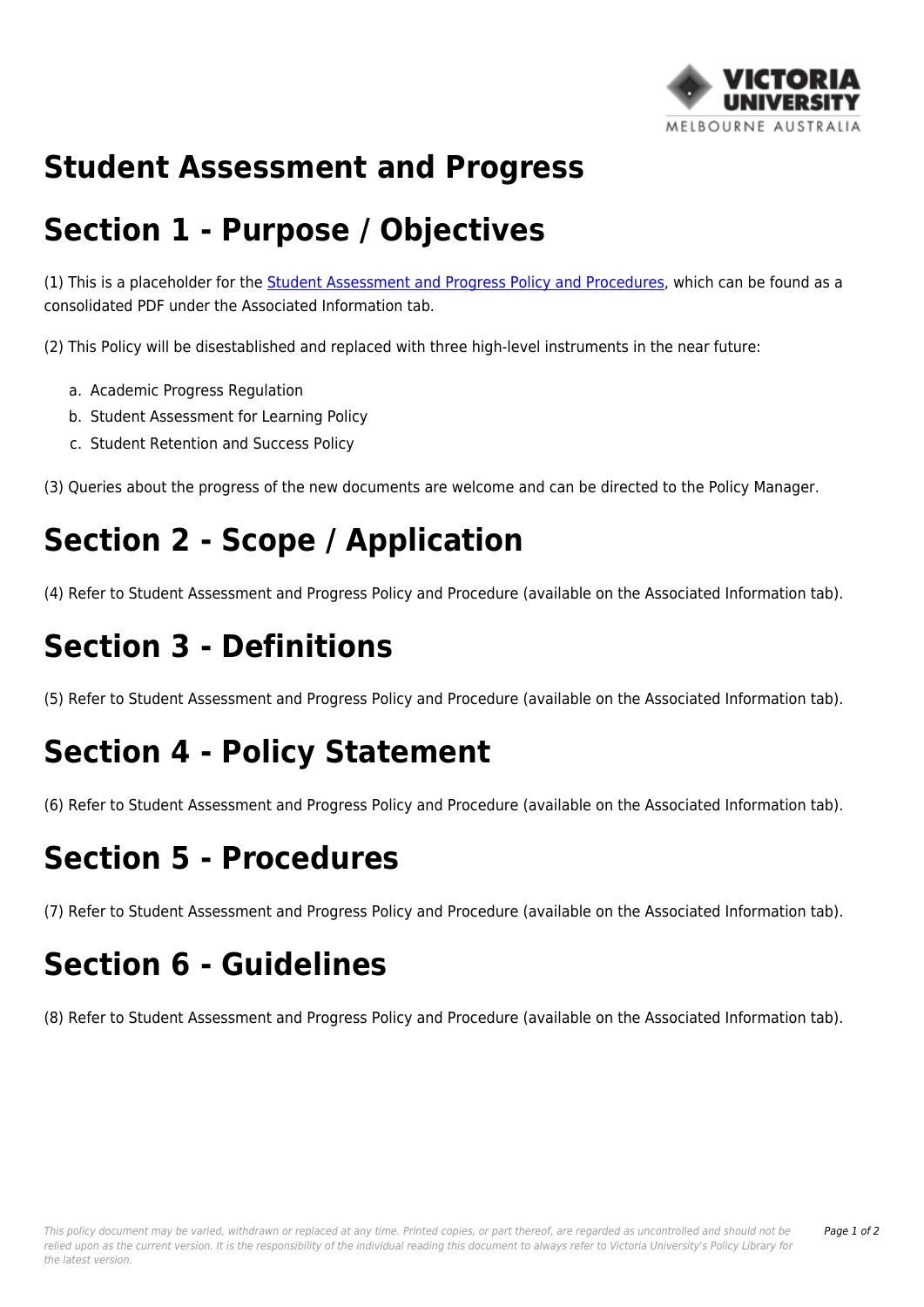# Student Assessment and Progress

## Section 1 - Purpose / Objectives

(1) This is a placeholder for the Student Assessment and Progress Policy and Procedures, which can be found as a consolidated PDF under the Associated Information tab.

(2) This Policy will be disestablished and replaced with three high-level instruments in the near future:

a. Academic Progress Regulation
b. Student Assessment for Learning Policy
c. Student Retention and Success Policy

(3) Queries about the progress of the new documents are welcome and can be directed to the Policy Manager.

## Section 2 - Scope / Application

(4) Refer to Student Assessment and Progress Policy and Procedure (available on the Associated Information tab).

## Section 3 - Definitions

(5) Refer to Student Assessment and Progress Policy and Procedure (available on the Associated Information tab).

## Section 4 - Policy Statement

(6) Refer to Student Assessment and Progress Policy and Procedure (available on the Associated Information tab).

## Section 5 - Procedures

(7) Refer to Student Assessment and Progress Policy and Procedure (available on the Associated Information tab).

## Section 6 - Guidelines

(8) Refer to Student Assessment and Progress Policy and Procedure (available on the Associated Information tab).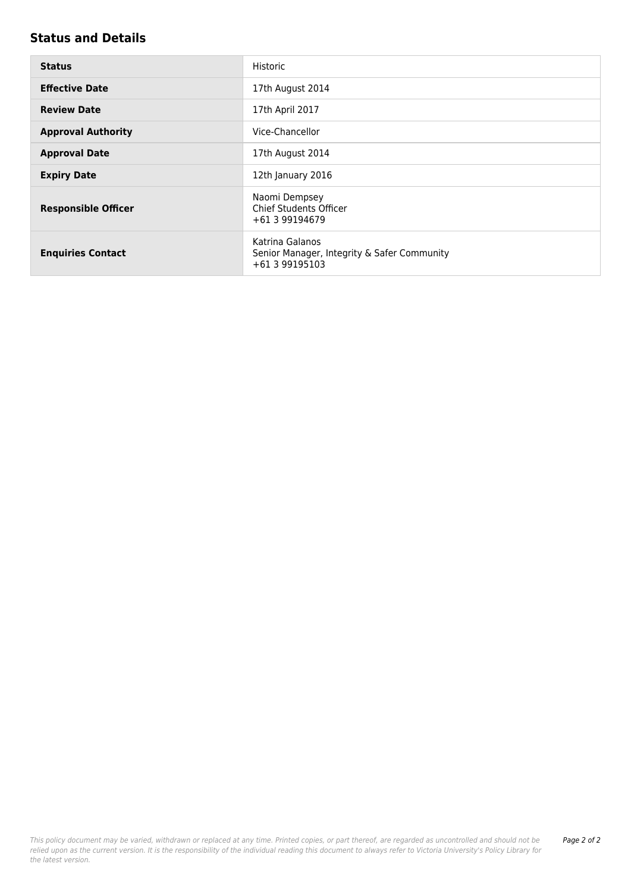## Status and Details

| | |
|---|---|
| **Status** | Historic |
| **Effective Date** | 17th August 2014 |
| **Review Date** | 17th April 2017 |
| **Approval Authority** | Vice-Chancellor |
| **Approval Date** | 17th August 2014 |
| **Expiry Date** | 12th January 2016 |
| **Responsible Officer** | Naomi Dempsey<br>Chief Students Officer<br>+61 3 99194679 |
| **Enquiries Contact** | Katrina Galanos<br>Senior Manager, Integrity & Safer Community<br>+61 3 99195103 |

*This policy document may be varied, withdrawn or replaced at any time. Printed copies, or part thereof, are regarded as uncontrolled and should not be relied upon as the current version. It is the responsibility of the individual reading this document to always refer to Victoria University's Policy Library for the latest version.*